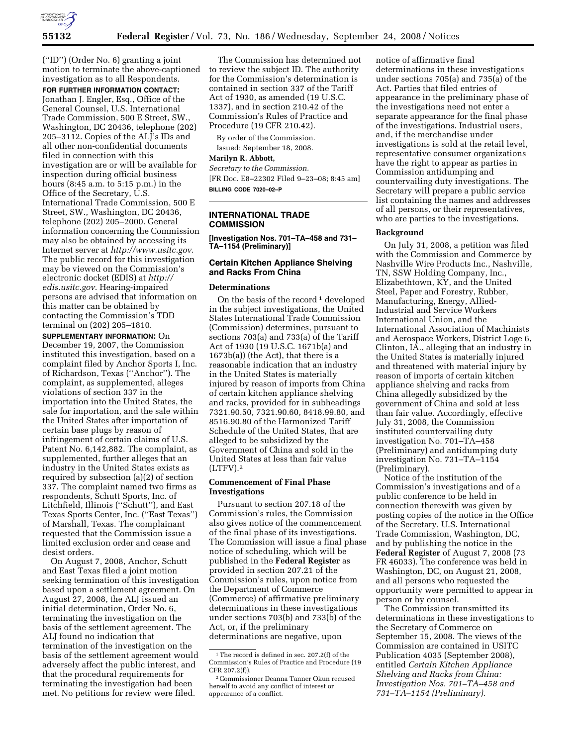("ID") (Order No. 6) granting a joint motion to terminate the above-captioned investigation as to all Respondents.

**FOR FURTHER INFORMATION CONTACT:** Jonathan J. Engler, Esq., Office of the General Counsel, U.S. International Trade Commission, 500 E Street, SW., Washington, DC 20436, telephone (202) 205–3112. Copies of the ALJ's IDs and all other non-confidential documents filed in connection with this investigation are or will be available for inspection during official business hours (8:45 a.m. to 5:15 p.m.) in the Office of the Secretary, U.S. International Trade Commission, 500 E Street, SW., Washington, DC 20436, telephone (202) 205–2000. General information concerning the Commission may also be obtained by accessing its Internet server at *http://www.usitc.gov*. The public record for this investigation may be viewed on the Commission's electronic docket (EDIS) at *http://edis.usitc.gov*. Hearing-impaired persons are advised that information on this matter can be obtained by contacting the Commission's TDD terminal on (202) 205–1810.

**SUPPLEMENTARY INFORMATION:** On December 19, 2007, the Commission instituted this investigation, based on a complaint filed by Anchor Sports I, Inc. of Richardson, Texas ("Anchor"). The complaint, as supplemented, alleges violations of section 337 in the importation into the United States, the sale for importation, and the sale within the United States after importation of certain base plugs by reason of infringement of certain claims of U.S. Patent No. 6,142,882. The complaint, as supplemented, further alleges that an industry in the United States exists as required by subsection (a)(2) of section 337. The complaint named two firms as respondents, Schutt Sports, Inc. of Litchfield, Illinois ("Schutt"), and East Texas Sports Center, Inc. ("East Texas") of Marshall, Texas. The complainant requested that the Commission issue a limited exclusion order and cease and desist orders.

On August 7, 2008, Anchor, Schutt and East Texas filed a joint motion seeking termination of this investigation based upon a settlement agreement. On August 27, 2008, the ALJ issued an initial determination, Order No. 6, terminating the investigation on the basis of the settlement agreement. The ALJ found no indication that termination of the investigation on the basis of the settlement agreement would adversely affect the public interest, and that the procedural requirements for terminating the investigation had been met. No petitions for review were filed.

The Commission has determined not to review the subject ID. The authority for the Commission's determination is contained in section 337 of the Tariff Act of 1930, as amended (19 U.S.C. 1337), and in section 210.42 of the Commission's Rules of Practice and Procedure (19 CFR 210.42).

By order of the Commission.

Issued: September 18, 2008.

**Marilyn R. Abbott,**

*Secretary to the Commission.*

[FR Doc. E8–22302 Filed 9–23–08; 8:45 am]

**BILLING CODE 7020–02–P**

---

## INTERNATIONAL TRADE COMMISSION

**[Investigation Nos. 701–TA–458 and 731–TA–1154 (Preliminary)]**

## Certain Kitchen Appliance Shelving and Racks From China

### Determinations

On the basis of the record[1] developed in the subject investigations, the United States International Trade Commission (Commission) determines, pursuant to sections 703(a) and 733(a) of the Tariff Act of 1930 (19 U.S.C. 1671b(a) and 1673b(a)) (the Act), that there is a reasonable indication that an industry in the United States is materially injured by reason of imports from China of certain kitchen appliance shelving and racks, provided for in subheadings 7321.90.50, 7321.90.60, 8418.99.80, and 8516.90.80 of the Harmonized Tariff Schedule of the United States, that are alleged to be subsidized by the Government of China and sold in the United States at less than fair value (LTFV).[2]

### Commencement of Final Phase Investigations

Pursuant to section 207.18 of the Commission's rules, the Commission also gives notice of the commencement of the final phase of its investigations. The Commission will issue a final phase notice of scheduling, which will be published in the **Federal Register** as provided in section 207.21 of the Commission's rules, upon notice from the Department of Commerce (Commerce) of affirmative preliminary determinations in these investigations under sections 703(b) and 733(b) of the Act, or, if the preliminary determinations are negative, upon notice of affirmative final determinations in these investigations under sections 705(a) and 735(a) of the Act. Parties that filed entries of appearance in the preliminary phase of the investigations need not enter a separate appearance for the final phase of the investigations. Industrial users, and, if the merchandise under investigations is sold at the retail level, representative consumer organizations have the right to appear as parties in Commission antidumping and countervailing duty investigations. The Secretary will prepare a public service list containing the names and addresses of all persons, or their representatives, who are parties to the investigations.

### Background

On July 31, 2008, a petition was filed with the Commission and Commerce by Nashville Wire Products Inc., Nashville, TN, SSW Holding Company, Inc., Elizabethtown, KY, and the United Steel, Paper and Forestry, Rubber, Manufacturing, Energy, Allied-Industrial and Service Workers International Union, and the International Association of Machinists and Aerospace Workers, District Loge 6, Clinton, IA., alleging that an industry in the United States is materially injured and threatened with material injury by reason of imports of certain kitchen appliance shelving and racks from China allegedly subsidized by the government of China and sold at less than fair value. Accordingly, effective July 31, 2008, the Commission instituted countervailing duty investigation No. 701–TA–458 (Preliminary) and antidumping duty investigation No. 731–TA–1154 (Preliminary).

Notice of the institution of the Commission's investigations and of a public conference to be held in connection therewith was given by posting copies of the notice in the Office of the Secretary, U.S. International Trade Commission, Washington, DC, and by publishing the notice in the **Federal Register** of August 7, 2008 (73 FR 46033). The conference was held in Washington, DC, on August 21, 2008, and all persons who requested the opportunity were permitted to appear in person or by counsel.

The Commission transmitted its determinations in these investigations to the Secretary of Commerce on September 15, 2008. The views of the Commission are contained in USITC Publication 4035 (September 2008), entitled *Certain Kitchen Appliance Shelving and Racks from China: Investigation Nos. 701–TA–458 and 731–TA–1154 (Preliminary).*

---

[1] The record is defined in sec. 207.2(f) of the Commission's Rules of Practice and Procedure (19 CFR 207.2(f)).

[2] Commissioner Deanna Tanner Okun recused herself to avoid any conflict of interest or appearance of a conflict.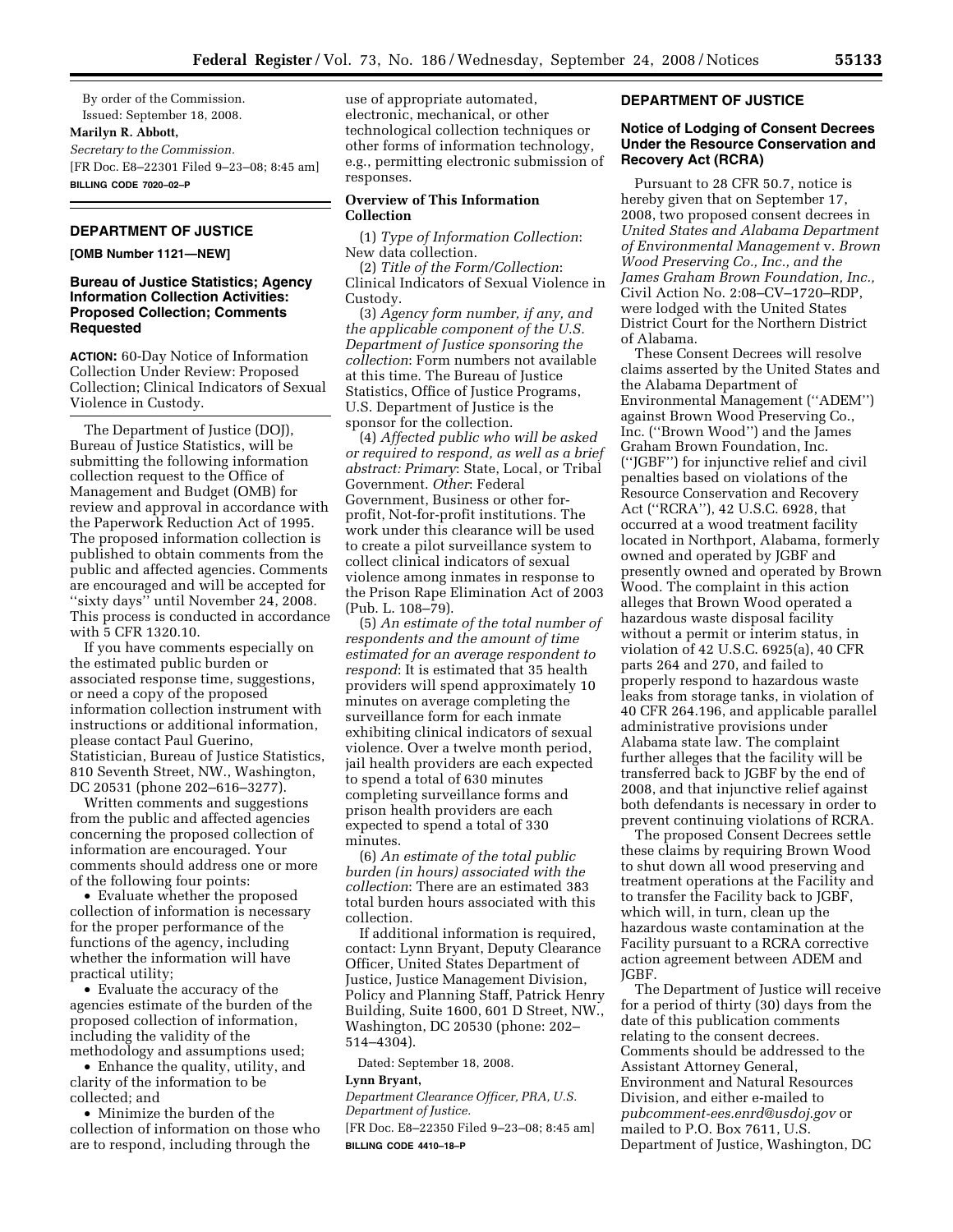By order of the Commission.

Issued: September 18, 2008.

**Marilyn R. Abbott,**

*Secretary to the Commission.*

[FR Doc. E8–22301 Filed 9–23–08; 8:45 am]

**BILLING CODE 7020–02–P**

## DEPARTMENT OF JUSTICE

**[OMB Number 1121—NEW]**

### Bureau of Justice Statistics; Agency Information Collection Activities: Proposed Collection; Comments Requested

**ACTION:** 60-Day Notice of Information Collection Under Review: Proposed Collection; Clinical Indicators of Sexual Violence in Custody.

The Department of Justice (DOJ), Bureau of Justice Statistics, will be submitting the following information collection request to the Office of Management and Budget (OMB) for review and approval in accordance with the Paperwork Reduction Act of 1995. The proposed information collection is published to obtain comments from the public and affected agencies. Comments are encouraged and will be accepted for ''sixty days'' until November 24, 2008. This process is conducted in accordance with 5 CFR 1320.10.

If you have comments especially on the estimated public burden or associated response time, suggestions, or need a copy of the proposed information collection instrument with instructions or additional information, please contact Paul Guerino, Statistician, Bureau of Justice Statistics, 810 Seventh Street, NW., Washington, DC 20531 (phone 202–616–3277).

Written comments and suggestions from the public and affected agencies concerning the proposed collection of information are encouraged. Your comments should address one or more of the following four points:

- Evaluate whether the proposed collection of information is necessary for the proper performance of the functions of the agency, including whether the information will have practical utility;
- Evaluate the accuracy of the agencies estimate of the burden of the proposed collection of information, including the validity of the methodology and assumptions used;
- Enhance the quality, utility, and clarity of the information to be collected; and
- Minimize the burden of the collection of information on those who are to respond, including through the use of appropriate automated, electronic, mechanical, or other technological collection techniques or other forms of information technology, e.g., permitting electronic submission of responses.

**Overview of This Information Collection**

(1) *Type of Information Collection*: New data collection.

(2) *Title of the Form/Collection*: Clinical Indicators of Sexual Violence in Custody.

(3) *Agency form number, if any, and the applicable component of the U.S. Department of Justice sponsoring the collection*: Form numbers not available at this time. The Bureau of Justice Statistics, Office of Justice Programs, U.S. Department of Justice is the sponsor for the collection.

(4) *Affected public who will be asked or required to respond, as well as a brief abstract: Primary*: State, Local, or Tribal Government. *Other*: Federal Government, Business or other for-profit, Not-for-profit institutions. The work under this clearance will be used to create a pilot surveillance system to collect clinical indicators of sexual violence among inmates in response to the Prison Rape Elimination Act of 2003 (Pub. L. 108–79).

(5) *An estimate of the total number of respondents and the amount of time estimated for an average respondent to respond*: It is estimated that 35 health providers will spend approximately 10 minutes on average completing the surveillance form for each inmate exhibiting clinical indicators of sexual violence. Over a twelve month period, jail health providers are each expected to spend a total of 630 minutes completing surveillance forms and prison health providers are each expected to spend a total of 330 minutes.

(6) *An estimate of the total public burden (in hours) associated with the collection*: There are an estimated 383 total burden hours associated with this collection.

If additional information is required, contact: Lynn Bryant, Deputy Clearance Officer, United States Department of Justice, Justice Management Division, Policy and Planning Staff, Patrick Henry Building, Suite 1600, 601 D Street, NW., Washington, DC 20530 (phone: 202–514–4304).

Dated: September 18, 2008.

**Lynn Bryant,**

*Department Clearance Officer, PRA, U.S. Department of Justice.*

[FR Doc. E8–22350 Filed 9–23–08; 8:45 am]

**BILLING CODE 4410–18–P**

## DEPARTMENT OF JUSTICE

### Notice of Lodging of Consent Decrees Under the Resource Conservation and Recovery Act (RCRA)

Pursuant to 28 CFR 50.7, notice is hereby given that on September 17, 2008, two proposed consent decrees in *United States and Alabama Department of Environmental Management* v. *Brown Wood Preserving Co., Inc., and the James Graham Brown Foundation, Inc.,* Civil Action No. 2:08–CV–1720–RDP, were lodged with the United States District Court for the Northern District of Alabama.

These Consent Decrees will resolve claims asserted by the United States and the Alabama Department of Environmental Management (''ADEM'') against Brown Wood Preserving Co., Inc. (''Brown Wood'') and the James Graham Brown Foundation, Inc. (''JGBF'') for injunctive relief and civil penalties based on violations of the Resource Conservation and Recovery Act (''RCRA''), 42 U.S.C. 6928, that occurred at a wood treatment facility located in Northport, Alabama, formerly owned and operated by JGBF and presently owned and operated by Brown Wood. The complaint in this action alleges that Brown Wood operated a hazardous waste disposal facility without a permit or interim status, in violation of 42 U.S.C. 6925(a), 40 CFR parts 264 and 270, and failed to properly respond to hazardous waste leaks from storage tanks, in violation of 40 CFR 264.196, and applicable parallel administrative provisions under Alabama state law. The complaint further alleges that the facility will be transferred back to JGBF by the end of 2008, and that injunctive relief against both defendants is necessary in order to prevent continuing violations of RCRA.

The proposed Consent Decrees settle these claims by requiring Brown Wood to shut down all wood preserving and treatment operations at the Facility and to transfer the Facility back to JGBF, which will, in turn, clean up the hazardous waste contamination at the Facility pursuant to a RCRA corrective action agreement between ADEM and JGBF.

The Department of Justice will receive for a period of thirty (30) days from the date of this publication comments relating to the consent decrees. Comments should be addressed to the Assistant Attorney General, Environment and Natural Resources Division, and either e-mailed to *pubcomment-ees.enrd@usdoj.gov* or mailed to P.O. Box 7611, U.S. Department of Justice, Washington, DC